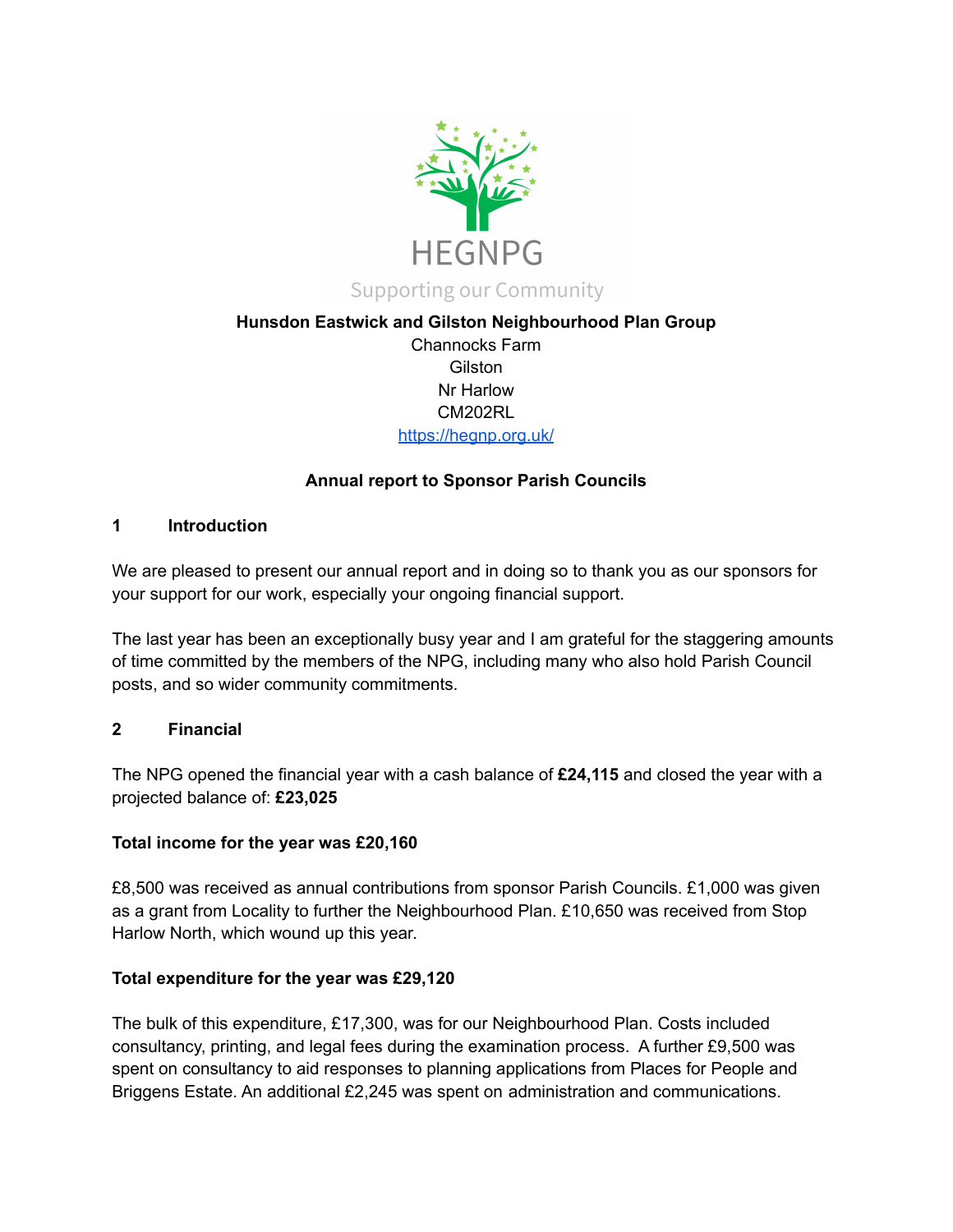HEGNPG

Supporting our Community

**Hunsdon Eastwick and Gilston Neighbourhood Plan Group**

Channocks Farm
Gilston
Nr Harlow
CM202RL
https://hegnp.org.uk/

**Annual report to Sponsor Parish Councils**

## 1 Introduction

We are pleased to present our annual report and in doing so to thank you as our sponsors for your support for our work, especially your ongoing financial support.

The last year has been an exceptionally busy year and I am grateful for the staggering amounts of time committed by the members of the NPG, including many who also hold Parish Council posts, and so wider community commitments.

## 2 Financial

The NPG opened the financial year with a cash balance of **£24,115** and closed the year with a projected balance of: **£23,025**

**Total income for the year was £20,160**

£8,500 was received as annual contributions from sponsor Parish Councils. £1,000 was given as a grant from Locality to further the Neighbourhood Plan. £10,650 was received from Stop Harlow North, which wound up this year.

**Total expenditure for the year was £29,120**

The bulk of this expenditure, £17,300, was for our Neighbourhood Plan. Costs included consultancy, printing, and legal fees during the examination process. A further £9,500 was spent on consultancy to aid responses to planning applications from Places for People and Briggens Estate. An additional £2,245 was spent on administration and communications.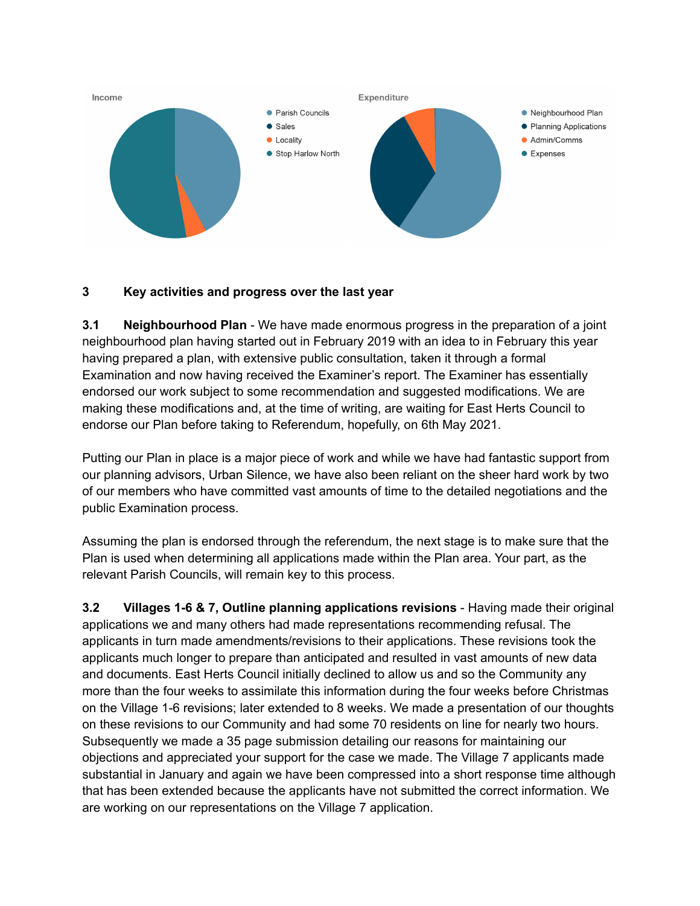Income

- Parish Councils
- Sales
- Locality
- Stop Harlow North

Expenditure

- Neighbourhood Plan
- Planning Applications
- Admin/Comms
- Expenses

## 3 Key activities and progress over the last year

**3.1 Neighbourhood Plan** - We have made enormous progress in the preparation of a joint neighbourhood plan having started out in February 2019 with an idea to in February this year having prepared a plan, with extensive public consultation, taken it through a formal Examination and now having received the Examiner's report. The Examiner has essentially endorsed our work subject to some recommendation and suggested modifications. We are making these modifications and, at the time of writing, are waiting for East Herts Council to endorse our Plan before taking to Referendum, hopefully, on 6th May 2021.

Putting our Plan in place is a major piece of work and while we have had fantastic support from our planning advisors, Urban Silence, we have also been reliant on the sheer hard work by two of our members who have committed vast amounts of time to the detailed negotiations and the public Examination process.

Assuming the plan is endorsed through the referendum, the next stage is to make sure that the Plan is used when determining all applications made within the Plan area. Your part, as the relevant Parish Councils, will remain key to this process.

**3.2 Villages 1-6 & 7, Outline planning applications revisions** - Having made their original applications we and many others had made representations recommending refusal. The applicants in turn made amendments/revisions to their applications. These revisions took the applicants much longer to prepare than anticipated and resulted in vast amounts of new data and documents. East Herts Council initially declined to allow us and so the Community any more than the four weeks to assimilate this information during the four weeks before Christmas on the Village 1-6 revisions; later extended to 8 weeks. We made a presentation of our thoughts on these revisions to our Community and had some 70 residents on line for nearly two hours. Subsequently we made a 35 page submission detailing our reasons for maintaining our objections and appreciated your support for the case we made. The Village 7 applicants made substantial in January and again we have been compressed into a short response time although that has been extended because the applicants have not submitted the correct information. We are working on our representations on the Village 7 application.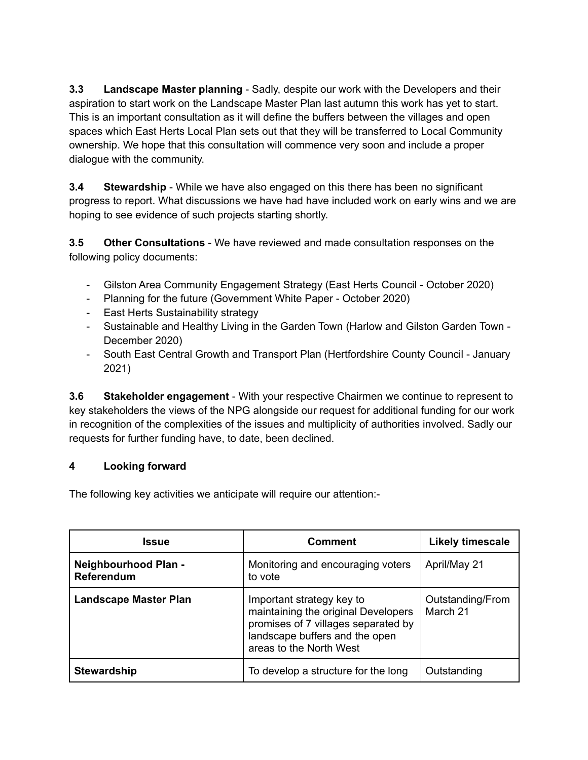**3.3 Landscape Master planning** - Sadly, despite our work with the Developers and their aspiration to start work on the Landscape Master Plan last autumn this work has yet to start. This is an important consultation as it will define the buffers between the villages and open spaces which East Herts Local Plan sets out that they will be transferred to Local Community ownership. We hope that this consultation will commence very soon and include a proper dialogue with the community.

**3.4 Stewardship** - While we have also engaged on this there has been no significant progress to report. What discussions we have had have included work on early wins and we are hoping to see evidence of such projects starting shortly.

**3.5 Other Consultations** - We have reviewed and made consultation responses on the following policy documents:

- Gilston Area Community Engagement Strategy (East Herts Council - October 2020)
- Planning for the future (Government White Paper - October 2020)
- East Herts Sustainability strategy
- Sustainable and Healthy Living in the Garden Town (Harlow and Gilston Garden Town - December 2020)
- South East Central Growth and Transport Plan (Hertfordshire County Council - January 2021)

**3.6 Stakeholder engagement** - With your respective Chairmen we continue to represent to key stakeholders the views of the NPG alongside our request for additional funding for our work in recognition of the complexities of the issues and multiplicity of authorities involved. Sadly our requests for further funding have, to date, been declined.

## 4 Looking forward

The following key activities we anticipate will require our attention:-

| Issue | Comment | Likely timescale |
|---|---|---|
| **Neighbourhood Plan - Referendum** | Monitoring and encouraging voters to vote | April/May 21 |
| **Landscape Master Plan** | Important strategy key to maintaining the original Developers promises of 7 villages separated by landscape buffers and the open areas to the North West | Outstanding/From March 21 |
| **Stewardship** | To develop a structure for the long | Outstanding |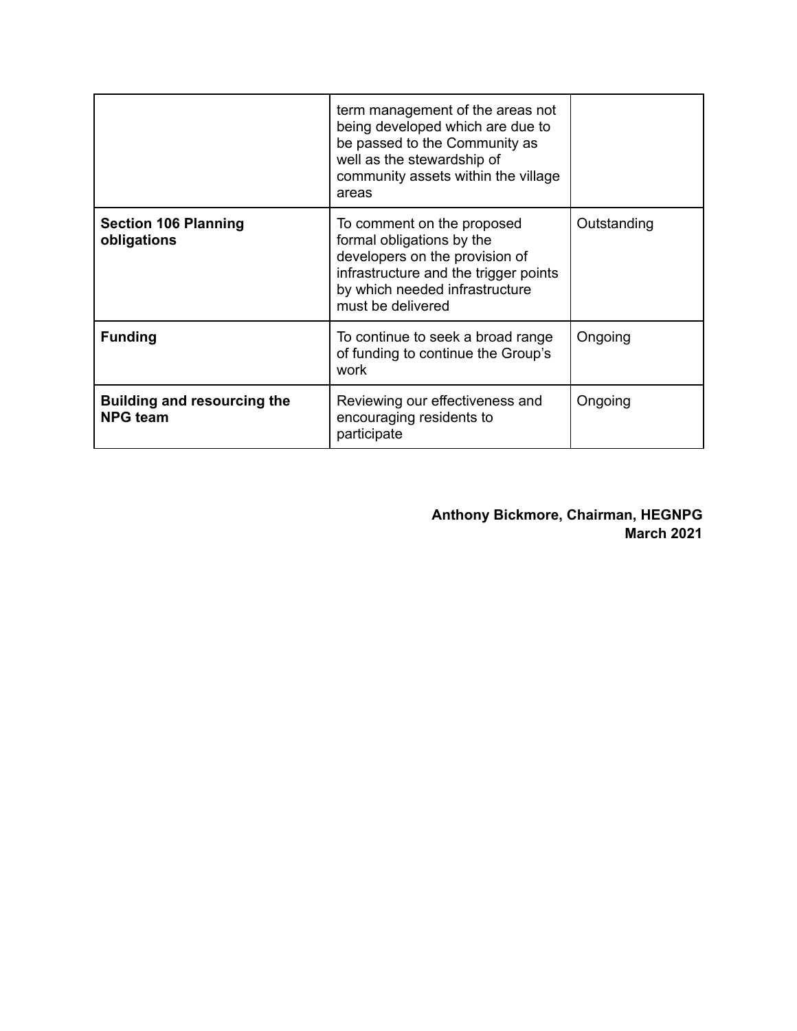| | | |
|---|---|---|
| | term management of the areas not being developed which are due to be passed to the Community as well as the stewardship of community assets within the village areas | |
| **Section 106 Planning obligations** | To comment on the proposed formal obligations by the developers on the provision of infrastructure and the trigger points by which needed infrastructure must be delivered | Outstanding |
| **Funding** | To continue to seek a broad range of funding to continue the Group's work | Ongoing |
| **Building and resourcing the NPG team** | Reviewing our effectiveness and encouraging residents to participate | Ongoing |

**Anthony Bickmore, Chairman, HEGNPG**
**March 2021**